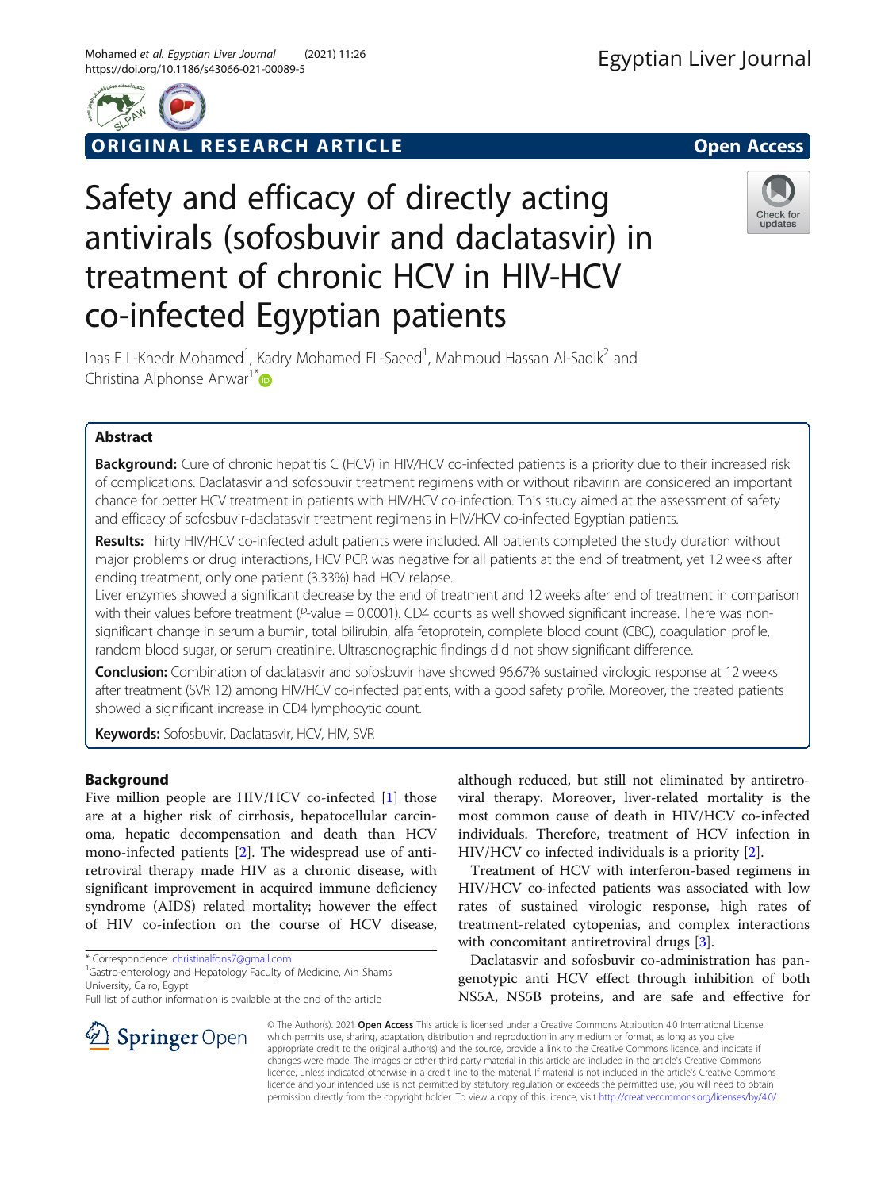ORIGINAL RESEARCH ARTICLE

Open Access

# Safety and efficacy of directly acting antivirals (sofosbuvir and daclatasvir) in treatment of chronic HCV in HIV-HCV co-infected Egyptian patients

Inas E L-Khedr Mohamed[1], Kadry Mohamed EL-Saeed[1], Mahmoud Hassan Al-Sadik[2] and Christina Alphonse Anwar[1*]

## Abstract

**Background:** Cure of chronic hepatitis C (HCV) in HIV/HCV co-infected patients is a priority due to their increased risk of complications. Daclatasvir and sofosbuvir treatment regimens with or without ribavirin are considered an important chance for better HCV treatment in patients with HIV/HCV co-infection. This study aimed at the assessment of safety and efficacy of sofosbuvir-daclatasvir treatment regimens in HIV/HCV co-infected Egyptian patients.

**Results:** Thirty HIV/HCV co-infected adult patients were included. All patients completed the study duration without major problems or drug interactions, HCV PCR was negative for all patients at the end of treatment, yet 12 weeks after ending treatment, only one patient (3.33%) had HCV relapse.

Liver enzymes showed a significant decrease by the end of treatment and 12 weeks after end of treatment in comparison with their values before treatment (*P*-value = 0.0001). CD4 counts as well showed significant increase. There was non-significant change in serum albumin, total bilirubin, alfa fetoprotein, complete blood count (CBC), coagulation profile, random blood sugar, or serum creatinine. Ultrasonographic findings did not show significant difference.

**Conclusion:** Combination of daclatasvir and sofosbuvir have showed 96.67% sustained virologic response at 12 weeks after treatment (SVR 12) among HIV/HCV co-infected patients, with a good safety profile. Moreover, the treated patients showed a significant increase in CD4 lymphocytic count.

**Keywords:** Sofosbuvir, Daclatasvir, HCV, HIV, SVR

## Background

Five million people are HIV/HCV co-infected [1] those are at a higher risk of cirrhosis, hepatocellular carcinoma, hepatic decompensation and death than HCV mono-infected patients [2]. The widespread use of antiretroviral therapy made HIV as a chronic disease, with significant improvement in acquired immune deficiency syndrome (AIDS) related mortality; however the effect of HIV co-infection on the course of HCV disease, although reduced, but still not eliminated by antiretroviral therapy. Moreover, liver-related mortality is the most common cause of death in HIV/HCV co-infected individuals. Therefore, treatment of HCV infection in HIV/HCV co infected individuals is a priority [2].

Treatment of HCV with interferon-based regimens in HIV/HCV co-infected patients was associated with low rates of sustained virologic response, high rates of treatment-related cytopenias, and complex interactions with concomitant antiretroviral drugs [3].

Daclatasvir and sofosbuvir co-administration has pan-genotypic anti HCV effect through inhibition of both NS5A, NS5B proteins, and are safe and effective for

\* Correspondence: christinalfons7@gmail.com
[1]Gastro-enterology and Hepatology Faculty of Medicine, Ain Shams University, Cairo, Egypt
Full list of author information is available at the end of the article

© The Author(s). 2021 **Open Access** This article is licensed under a Creative Commons Attribution 4.0 International License, which permits use, sharing, adaptation, distribution and reproduction in any medium or format, as long as you give appropriate credit to the original author(s) and the source, provide a link to the Creative Commons licence, and indicate if changes were made. The images or other third party material in this article are included in the article's Creative Commons licence, unless indicated otherwise in a credit line to the material. If material is not included in the article's Creative Commons licence and your intended use is not permitted by statutory regulation or exceeds the permitted use, you will need to obtain permission directly from the copyright holder. To view a copy of this licence, visit http://creativecommons.org/licenses/by/4.0/.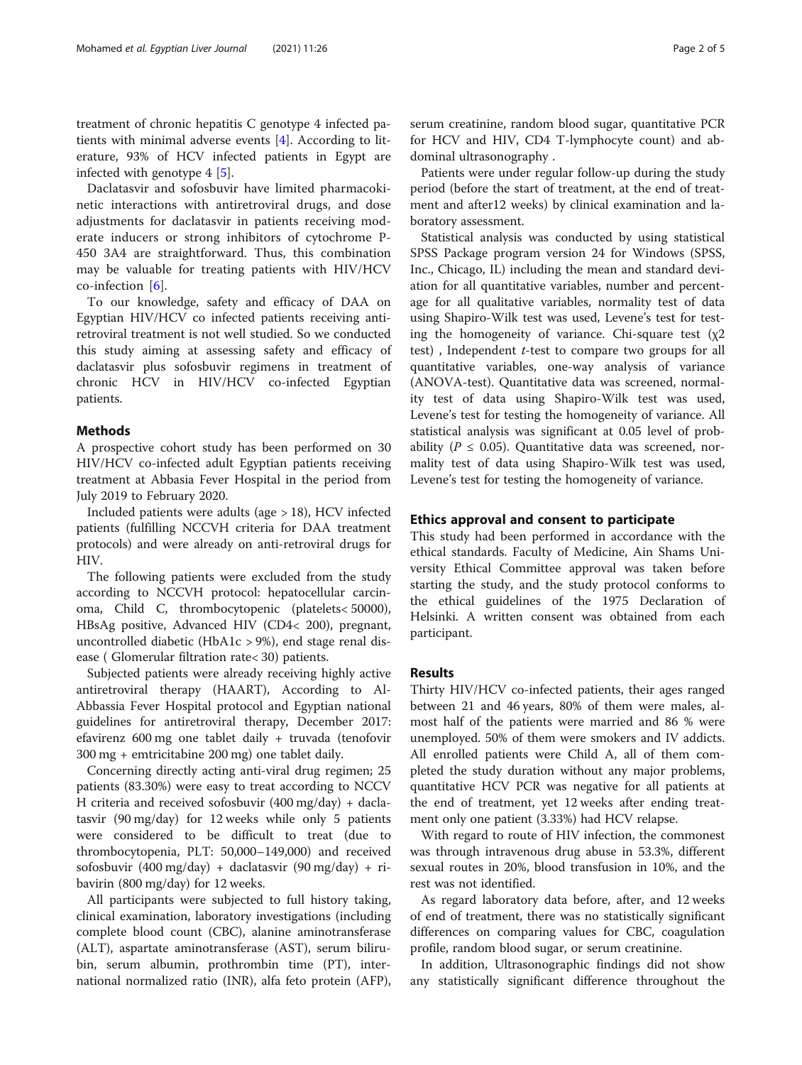treatment of chronic hepatitis C genotype 4 infected patients with minimal adverse events [4]. According to literature, 93% of HCV infected patients in Egypt are infected with genotype 4 [5].

Daclatasvir and sofosbuvir have limited pharmacokinetic interactions with antiretroviral drugs, and dose adjustments for daclatasvir in patients receiving moderate inducers or strong inhibitors of cytochrome P-450 3A4 are straightforward. Thus, this combination may be valuable for treating patients with HIV/HCV co-infection [6].

To our knowledge, safety and efficacy of DAA on Egyptian HIV/HCV co infected patients receiving antiretroviral treatment is not well studied. So we conducted this study aiming at assessing safety and efficacy of daclatasvir plus sofosbuvir regimens in treatment of chronic HCV in HIV/HCV co-infected Egyptian patients.

## Methods

A prospective cohort study has been performed on 30 HIV/HCV co-infected adult Egyptian patients receiving treatment at Abbasia Fever Hospital in the period from July 2019 to February 2020.

Included patients were adults (age > 18), HCV infected patients (fulfilling NCCVH criteria for DAA treatment protocols) and were already on anti-retroviral drugs for HIV.

The following patients were excluded from the study according to NCCVH protocol: hepatocellular carcinoma, Child C, thrombocytopenic (platelets< 50000), HBsAg positive, Advanced HIV (CD4< 200), pregnant, uncontrolled diabetic (HbA1c > 9%), end stage renal disease ( Glomerular filtration rate< 30) patients.

Subjected patients were already receiving highly active antiretroviral therapy (HAART), According to Al-Abbassia Fever Hospital protocol and Egyptian national guidelines for antiretroviral therapy, December 2017: efavirenz 600 mg one tablet daily + truvada (tenofovir 300 mg + emtricitabine 200 mg) one tablet daily.

Concerning directly acting anti-viral drug regimen; 25 patients (83.30%) were easy to treat according to NCCVH criteria and received sofosbuvir (400 mg/day) + daclatasvir (90 mg/day) for 12 weeks while only 5 patients were considered to be difficult to treat (due to thrombocytopenia, PLT: 50,000–149,000) and received sofosbuvir (400 mg/day) + daclatasvir (90 mg/day) + ribavirin (800 mg/day) for 12 weeks.

All participants were subjected to full history taking, clinical examination, laboratory investigations (including complete blood count (CBC), alanine aminotransferase (ALT), aspartate aminotransferase (AST), serum bilirubin, serum albumin, prothrombin time (PT), international normalized ratio (INR), alfa feto protein (AFP), serum creatinine, random blood sugar, quantitative PCR for HCV and HIV, CD4 T-lymphocyte count) and abdominal ultrasonography .

Patients were under regular follow-up during the study period (before the start of treatment, at the end of treatment and after12 weeks) by clinical examination and laboratory assessment.

Statistical analysis was conducted by using statistical SPSS Package program version 24 for Windows (SPSS, Inc., Chicago, IL) including the mean and standard deviation for all quantitative variables, number and percentage for all qualitative variables, normality test of data using Shapiro-Wilk test was used, Levene's test for testing the homogeneity of variance. Chi-square test ($\chi2$ test) , Independent *t*-test to compare two groups for all quantitative variables, one-way analysis of variance (ANOVA-test). Quantitative data was screened, normality test of data using Shapiro-Wilk test was used, Levene's test for testing the homogeneity of variance. All statistical analysis was significant at 0.05 level of probability ($P \leq 0.05$). Quantitative data was screened, normality test of data using Shapiro-Wilk test was used, Levene's test for testing the homogeneity of variance.

## Ethics approval and consent to participate

This study had been performed in accordance with the ethical standards. Faculty of Medicine, Ain Shams University Ethical Committee approval was taken before starting the study, and the study protocol conforms to the ethical guidelines of the 1975 Declaration of Helsinki. A written consent was obtained from each participant.

## Results

Thirty HIV/HCV co-infected patients, their ages ranged between 21 and 46 years, 80% of them were males, almost half of the patients were married and 86 % were unemployed. 50% of them were smokers and IV addicts. All enrolled patients were Child A, all of them completed the study duration without any major problems, quantitative HCV PCR was negative for all patients at the end of treatment, yet 12 weeks after ending treatment only one patient (3.33%) had HCV relapse.

With regard to route of HIV infection, the commonest was through intravenous drug abuse in 53.3%, different sexual routes in 20%, blood transfusion in 10%, and the rest was not identified.

As regard laboratory data before, after, and 12 weeks of end of treatment, there was no statistically significant differences on comparing values for CBC, coagulation profile, random blood sugar, or serum creatinine.

In addition, Ultrasonographic findings did not show any statistically significant difference throughout the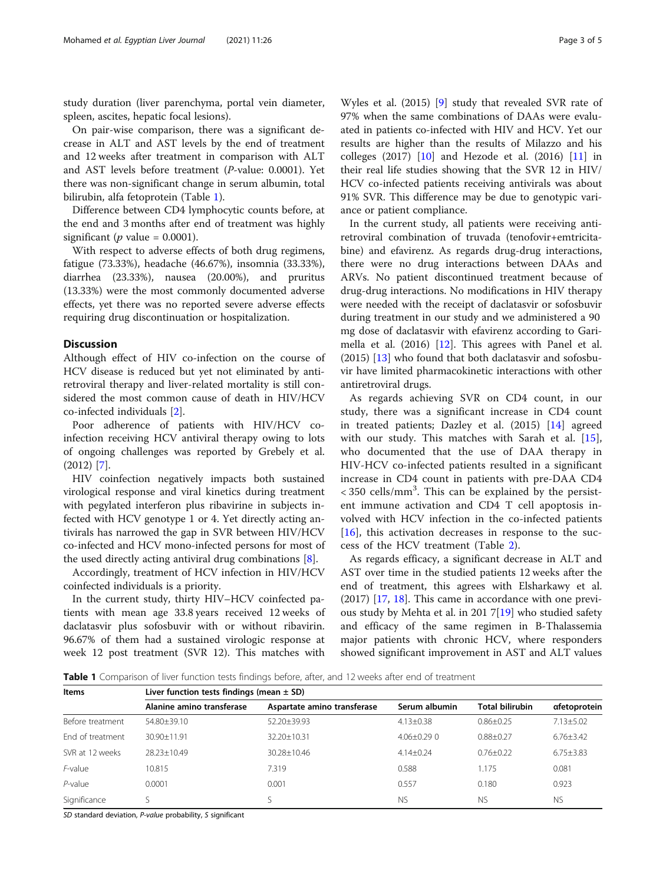study duration (liver parenchyma, portal vein diameter, spleen, ascites, hepatic focal lesions).

On pair-wise comparison, there was a significant decrease in ALT and AST levels by the end of treatment and 12 weeks after treatment in comparison with ALT and AST levels before treatment (P-value: 0.0001). Yet there was non-significant change in serum albumin, total bilirubin, alfa fetoprotein (Table 1).

Difference between CD4 lymphocytic counts before, at the end and 3 months after end of treatment was highly significant ($p$ value = 0.0001).

With respect to adverse effects of both drug regimens, fatigue (73.33%), headache (46.67%), insomnia (33.33%), diarrhea (23.33%), nausea (20.00%), and pruritus (13.33%) were the most commonly documented adverse effects, yet there was no reported severe adverse effects requiring drug discontinuation or hospitalization.

## Discussion

Although effect of HIV co-infection on the course of HCV disease is reduced but yet not eliminated by antiretroviral therapy and liver-related mortality is still considered the most common cause of death in HIV/HCV co-infected individuals [2].

Poor adherence of patients with HIV/HCV co-infection receiving HCV antiviral therapy owing to lots of ongoing challenges was reported by Grebely et al. (2012) [7].

HIV coinfection negatively impacts both sustained virological response and viral kinetics during treatment with pegylated interferon plus ribavirine in subjects infected with HCV genotype 1 or 4. Yet directly acting antivirals has narrowed the gap in SVR between HIV/HCV co-infected and HCV mono-infected persons for most of the used directly acting antiviral drug combinations [8].

Accordingly, treatment of HCV infection in HIV/HCV coinfected individuals is a priority.

In the current study, thirty HIV–HCV coinfected patients with mean age 33.8 years received 12 weeks of daclatasvir plus sofosbuvir with or without ribavirin. 96.67% of them had a sustained virologic response at week 12 post treatment (SVR 12). This matches with Wyles et al. (2015) [9] study that revealed SVR rate of 97% when the same combinations of DAAs were evaluated in patients co-infected with HIV and HCV. Yet our results are higher than the results of Milazzo and his colleges (2017) [10] and Hezode et al. (2016) [11] in their real life studies showing that the SVR 12 in HIV/HCV co-infected patients receiving antivirals was about 91% SVR. This difference may be due to genotypic variance or patient compliance.

In the current study, all patients were receiving antiretroviral combination of truvada (tenofovir+emtricitabine) and efavirenz. As regards drug-drug interactions, there were no drug interactions between DAAs and ARVs. No patient discontinued treatment because of drug-drug interactions. No modifications in HIV therapy were needed with the receipt of daclatasvir or sofosbuvir during treatment in our study and we administered a 90 mg dose of daclatasvir with efavirenz according to Garimella et al. (2016) [12]. This agrees with Panel et al. (2015) [13] who found that both daclatasvir and sofosbuvir have limited pharmacokinetic interactions with other antiretroviral drugs.

As regards achieving SVR on CD4 count, in our study, there was a significant increase in CD4 count in treated patients; Dazley et al. (2015) [14] agreed with our study. This matches with Sarah et al. [15], who documented that the use of DAA therapy in HIV-HCV co-infected patients resulted in a significant increase in CD4 count in patients with pre-DAA CD4 $< 350$ cells/mm$^3$. This can be explained by the persistent immune activation and CD4 T cell apoptosis involved with HCV infection in the co-infected patients [16], this activation decreases in response to the success of the HCV treatment (Table 2).

As regards efficacy, a significant decrease in ALT and AST over time in the studied patients 12 weeks after the end of treatment, this agrees with Elsharkawy et al. (2017) [17, 18]. This came in accordance with one previous study by Mehta et al. in 201 7[19] who studied safety and efficacy of the same regimen in B-Thalassemia major patients with chronic HCV, where responders showed significant improvement in AST and ALT values

**Table 1** Comparison of liver function tests findings before, after, and 12 weeks after end of treatment

| Items | Liver function tests findings (mean ± SD) | | | | |
|---|---|---|---|---|---|
| | Alanine amino transferase | Aspartate amino transferase | Serum albumin | Total bilirubin | αfetoprotein |
| Before treatment | 54.80±39.10 | 52.20±39.93 | 4.13±0.38 | 0.86±0.25 | 7.13±5.02 |
| End of treatment | 30.90±11.91 | 32.20±10.31 | 4.06±0.29 0 | 0.88±0.27 | 6.76±3.42 |
| SVR at 12 weeks | 28.23±10.49 | 30.28±10.46 | 4.14±0.24 | 0.76±0.22 | 6.75±3.83 |
| F-value | 10.815 | 7.319 | 0.588 | 1.175 | 0.081 |
| P-value | 0.0001 | 0.001 | 0.557 | 0.180 | 0.923 |
| Significance | S | S | NS | NS | NS |

*SD* standard deviation, *P-value* probability, *S* significant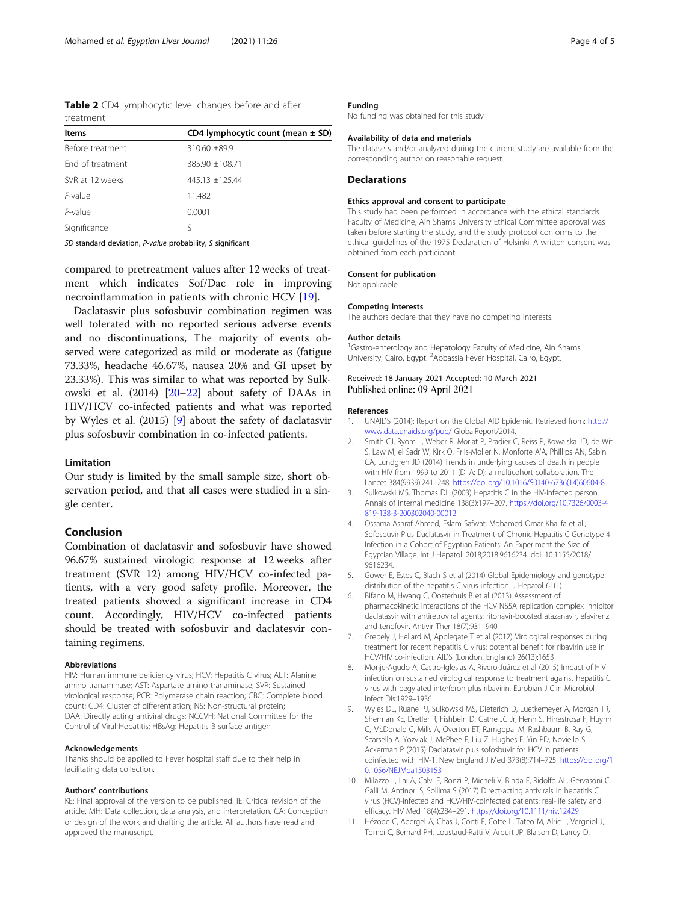**Table 2** CD4 lymphocytic level changes before and after treatment

| Items | CD4 lymphocytic count (mean ± SD) |
|---|---|
| Before treatment | 310.60 ±89.9 |
| End of treatment | 385.90 ±108.71 |
| SVR at 12 weeks | 445.13 ±125.44 |
| *F*-value | 11.482 |
| *P*-value | 0.0001 |
| Significance | S |

*SD* standard deviation, *P-value* probability, *S* significant

compared to pretreatment values after 12 weeks of treatment which indicates Sof/Dac role in improving necroinflammation in patients with chronic HCV [19].

Daclatasvir plus sofosbuvir combination regimen was well tolerated with no reported serious adverse events and no discontinuations, The majority of events observed were categorized as mild or moderate as (fatigue 73.33%, headache 46.67%, nausea 20% and GI upset by 23.33%). This was similar to what was reported by Sulkowski et al. (2014) [20–22] about safety of DAAs in HIV/HCV co-infected patients and what was reported by Wyles et al. (2015) [9] about the safety of daclatasvir plus sofosbuvir combination in co-infected patients.

### Limitation

Our study is limited by the small sample size, short observation period, and that all cases were studied in a single center.

## Conclusion

Combination of daclatasvir and sofosbuvir have showed 96.67% sustained virologic response at 12 weeks after treatment (SVR 12) among HIV/HCV co-infected patients, with a very good safety profile. Moreover, the treated patients showed a significant increase in CD4 count. Accordingly, HIV/HCV co-infected patients should be treated with sofosbuvir and daclatesvir containing regimens.

#### Abbreviations

HIV: Human immune deficiency virus; HCV: Hepatitis C virus; ALT: Alanine amino tranaminase; AST: Aspartate amino tranaminase; SVR: Sustained virological response; PCR: Polymerase chain reaction; CBC: Complete blood count; CD4: Cluster of differentiation; NS: Non-structural protein; DAA: Directly acting antiviral drugs; NCCVH: National Committee for the Control of Viral Hepatitis; HBsAg: Hepatitis B surface antigen

#### Acknowledgements

Thanks should be applied to Fever hospital staff due to their help in facilitating data collection.

#### Authors' contributions

KE: Final approval of the version to be published. IE: Critical revision of the article. MH: Data collection, data analysis, and interpretation. CA: Conception or design of the work and drafting the article. All authors have read and approved the manuscript.

#### Funding

No funding was obtained for this study

#### Availability of data and materials

The datasets and/or analyzed during the current study are available from the corresponding author on reasonable request.

### Declarations

#### Ethics approval and consent to participate

This study had been performed in accordance with the ethical standards. Faculty of Medicine, Ain Shams University Ethical Committee approval was taken before starting the study, and the study protocol conforms to the ethical guidelines of the 1975 Declaration of Helsinki. A written consent was obtained from each participant.

#### Consent for publication

Not applicable

#### Competing interests

The authors declare that they have no competing interests.

#### Author details

[1]Gastro-enterology and Hepatology Faculty of Medicine, Ain Shams University, Cairo, Egypt. [2]Abbassia Fever Hospital, Cairo, Egypt.

Received: 18 January 2021 Accepted: 10 March 2021
Published online: 09 April 2021

#### References

1. UNAIDS (2014): Report on the Global AID Epidemic. Retrieved from: http://www.data.unaids.org/pub/ GlobalReport/2014.
2. Smith CJ, Ryom L, Weber R, Morlat P, Pradier C, Reiss P, Kowalska JD, de Wit S, Law M, el Sadr W, Kirk O, Friis-Moller N, Monforte A'A, Phillips AN, Sabin CA, Lundgren JD (2014) Trends in underlying causes of death in people with HIV from 1999 to 2011 (D: A: D): a multicohort collaboration. The Lancet 384(9939):241–248. https://doi.org/10.1016/S0140-6736(14)60604-8
3. Sulkowski MS, Thomas DL (2003) Hepatitis C in the HIV-infected person. Annals of internal medicine 138(3):197–207. https://doi.org/10.7326/0003-4819-138-3-200302040-00012
4. Ossama Ashraf Ahmed, Eslam Safwat, Mohamed Omar Khalifa et al., Sofosbuvir Plus Daclatasvir in Treatment of Chronic Hepatitis C Genotype 4 Infection in a Cohort of Egyptian Patients: An Experiment the Size of Egyptian Village. Int J Hepatol. 2018;2018:9616234. doi: 10.1155/2018/9616234.
5. Gower E, Estes C, Blach S et al (2014) Global Epidemiology and genotype distribution of the hepatitis C virus infection. J Hepatol 61(1)
6. Bifano M, Hwang C, Oosterhuis B et al (2013) Assessment of pharmacokinetic interactions of the HCV NS5A replication complex inhibitor daclatasvir with antiretroviral agents: ritonavir-boosted atazanavir, efavirenz and tenofovir. Antivir Ther 18(7):931–940
7. Grebely J, Hellard M, Applegate T et al (2012) Virological responses during treatment for recent hepatitis C virus: potential benefit for ribavirin use in HCV/HIV co-infection. AIDS (London, England) 26(13):1653
8. Monje-Agudo A, Castro-Iglesias A, Rivero-Juárez et al (2015) Impact of HIV infection on sustained virological response to treatment against hepatitis C virus with pegylated interferon plus ribavirin. Eurobian J Clin Microbiol Infect Dis:1929–1936
9. Wyles DL, Ruane PJ, Sulkowski MS, Dieterich D, Luetkemeyer A, Morgan TR, Sherman KE, Dretler R, Fishbein D, Gathe JC Jr, Henn S, Hinestrosa F, Huynh C, McDonald C, Mills A, Overton ET, Ramgopal M, Rashbaum B, Ray G, Scarsella A, Yozviak J, McPhee F, Liu Z, Hughes E, Yin PD, Noviello S, Ackerman P (2015) Daclatasvir plus sofosbuvir for HCV in patients coinfected with HIV-1. New England J Med 373(8):714–725. https://doi.org/10.1056/NEJMoa1503153
10. Milazzo L, Lai A, Calvi E, Ronzi P, Micheli V, Binda F, Ridolfo AL, Gervasoni C, Galli M, Antinori S, Sollima S (2017) Direct-acting antivirals in hepatitis C virus (HCV)-infected and HCV/HIV-coinfected patients: real-life safety and efficacy. HIV Med 18(4):284–291. https://doi.org/10.1111/hiv.12429
11. Hézode C, Abergel A, Chas J, Conti F, Cotte L, Tateo M, Alric L, Verngiol J, Tomei C, Bernard PH, Loustaud-Ratti V, Arpurt JP, Blaison D, Larrey D,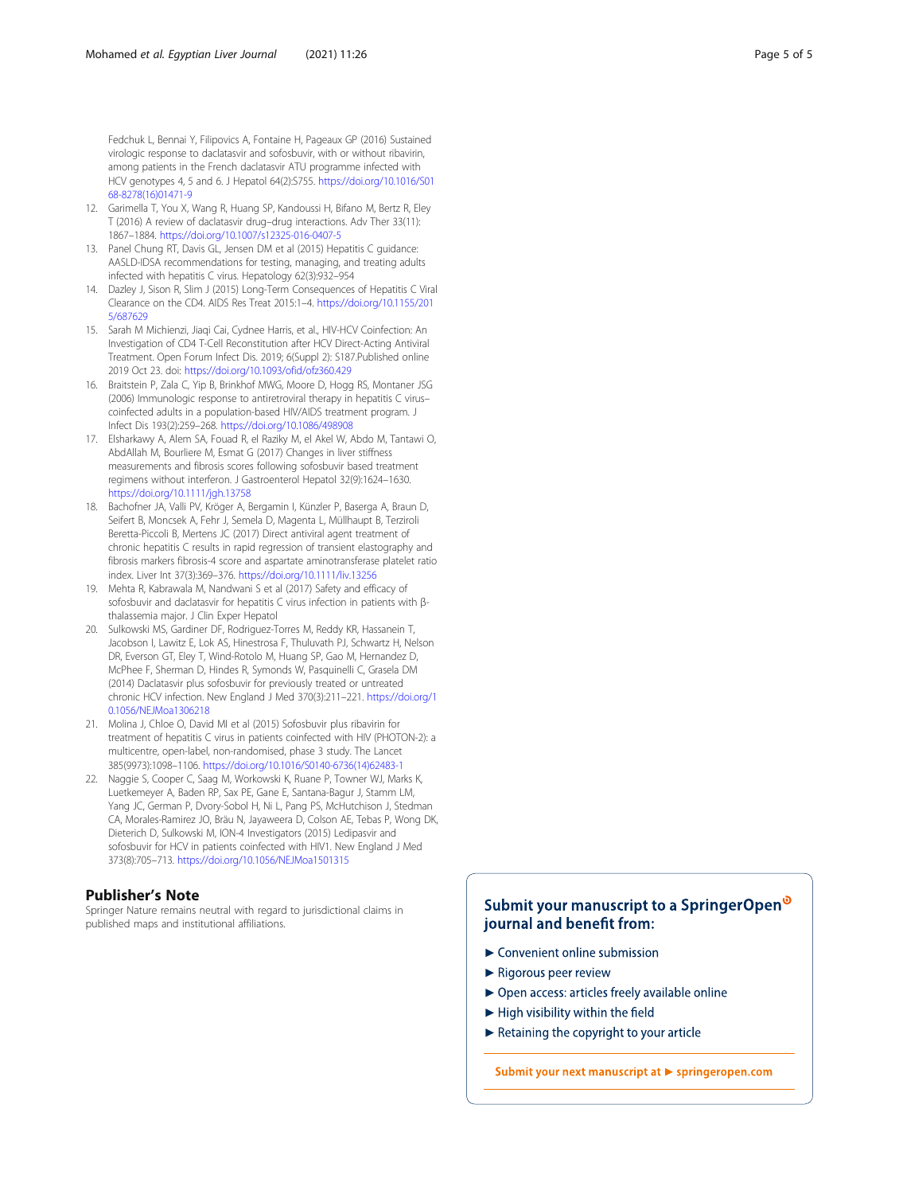Fedchuk L, Bennai Y, Filipovics A, Fontaine H, Pageaux GP (2016) Sustained virologic response to daclatasvir and sofosbuvir, with or without ribavirin, among patients in the French daclatasvir ATU programme infected with HCV genotypes 4, 5 and 6. J Hepatol 64(2):S755. https://doi.org/10.1016/S0168-8278(16)01471-9

12. Garimella T, You X, Wang R, Huang SP, Kandoussi H, Bifano M, Bertz R, Eley T (2016) A review of daclatasvir drug–drug interactions. Adv Ther 33(11): 1867–1884. https://doi.org/10.1007/s12325-016-0407-5
13. Panel Chung RT, Davis GL, Jensen DM et al (2015) Hepatitis C guidance: AASLD-IDSA recommendations for testing, managing, and treating adults infected with hepatitis C virus. Hepatology 62(3):932–954
14. Dazley J, Sison R, Slim J (2015) Long-Term Consequences of Hepatitis C Viral Clearance on the CD4. AIDS Res Treat 2015:1–4. https://doi.org/10.1155/2015/687629
15. Sarah M Michienzi, Jiaqi Cai, Cydnee Harris, et al., HIV-HCV Coinfection: An Investigation of CD4 T-Cell Reconstitution after HCV Direct-Acting Antiviral Treatment. Open Forum Infect Dis. 2019; 6(Suppl 2): S187.Published online 2019 Oct 23. doi: https://doi.org/10.1093/ofid/ofz360.429
16. Braitstein P, Zala C, Yip B, Brinkhof MWG, Moore D, Hogg RS, Montaner JSG (2006) Immunologic response to antiretroviral therapy in hepatitis C virus–coinfected adults in a population-based HIV/AIDS treatment program. J Infect Dis 193(2):259–268. https://doi.org/10.1086/498908
17. Elsharkawy A, Alem SA, Fouad R, el Raziky M, el Akel W, Abdo M, Tantawi O, AbdAllah M, Bourliere M, Esmat G (2017) Changes in liver stiffness measurements and fibrosis scores following sofosbuvir based treatment regimens without interferon. J Gastroenterol Hepatol 32(9):1624–1630. https://doi.org/10.1111/jgh.13758
18. Bachofner JA, Valli PV, Kröger A, Bergamin I, Künzler P, Baserga A, Braun D, Seifert B, Moncsek A, Fehr J, Semela D, Magenta L, Müllhaupt B, Terziroli Beretta-Piccoli B, Mertens JC (2017) Direct antiviral agent treatment of chronic hepatitis C results in rapid regression of transient elastography and fibrosis markers fibrosis-4 score and aspartate aminotransferase platelet ratio index. Liver Int 37(3):369–376. https://doi.org/10.1111/liv.13256
19. Mehta R, Kabrawala M, Nandwani S et al (2017) Safety and efficacy of sofosbuvir and daclatasvir for hepatitis C virus infection in patients with β-thalassemia major. J Clin Exper Hepatol
20. Sulkowski MS, Gardiner DF, Rodriguez-Torres M, Reddy KR, Hassanein T, Jacobson I, Lawitz E, Lok AS, Hinestrosa F, Thuluvath PJ, Schwartz H, Nelson DR, Everson GT, Eley T, Wind-Rotolo M, Huang SP, Gao M, Hernandez D, McPhee F, Sherman D, Hindes R, Symonds W, Pasquinelli C, Grasela DM (2014) Daclatasvir plus sofosbuvir for previously treated or untreated chronic HCV infection. New England J Med 370(3):211–221. https://doi.org/10.1056/NEJMoa1306218
21. Molina J, Chloe O, David MI et al (2015) Sofosbuvir plus ribavirin for treatment of hepatitis C virus in patients coinfected with HIV (PHOTON-2): a multicentre, open-label, non-randomised, phase 3 study. The Lancet 385(9973):1098–1106. https://doi.org/10.1016/S0140-6736(14)62483-1
22. Naggie S, Cooper C, Saag M, Workowski K, Ruane P, Towner WJ, Marks K, Luetkemeyer A, Baden RP, Sax PE, Gane E, Santana-Bagur J, Stamm LM, Yang JC, German P, Dvory-Sobol H, Ni L, Pang PS, McHutchison J, Stedman CA, Morales-Ramirez JO, Bräu N, Jayaweera D, Colson AE, Tebas P, Wong DK, Dieterich D, Sulkowski M, ION-4 Investigators (2015) Ledipasvir and sofosbuvir for HCV in patients coinfected with HIV1. New England J Med 373(8):705–713. https://doi.org/10.1056/NEJMoa1501315

## Publisher's Note

Springer Nature remains neutral with regard to jurisdictional claims in published maps and institutional affiliations.

**Submit your manuscript to a SpringerOpen journal and benefit from:**

- Convenient online submission
- Rigorous peer review
- Open access: articles freely available online
- High visibility within the field
- Retaining the copyright to your article

Submit your next manuscript at ▶ springeropen.com